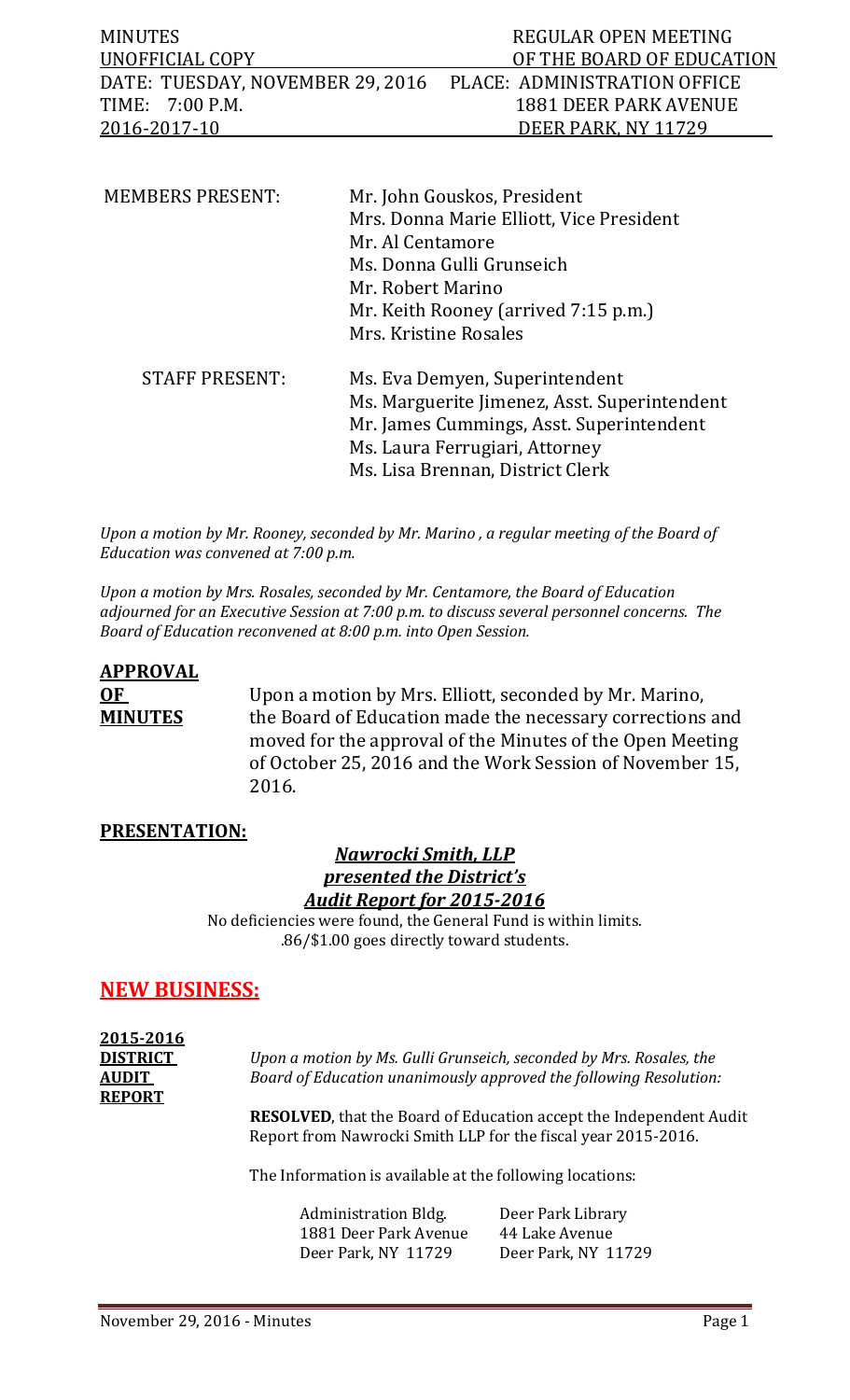MINUTES REGULAR OPEN MEETING
UNOFFICIAL COPY OF THE BOARD OF EDUCATION
DATE: TUESDAY, NOVEMBER 29, 2016 PLACE: ADMINISTRATION OFFICE
TIME: 7:00 P.M. 1881 DEER PARK AVENUE
2016-2017-10 DEER PARK, NY 11729

| | |
|---|---|
| MEMBERS PRESENT: | Mr. John Gouskos, President |
| | Mrs. Donna Marie Elliott, Vice President |
| | Mr. Al Centamore |
| | Ms. Donna Gulli Grunseich |
| | Mr. Robert Marino |
| | Mr. Keith Rooney (arrived 7:15 p.m.) |
| | Mrs. Kristine Rosales |
| STAFF PRESENT: | Ms. Eva Demyen, Superintendent |
| | Ms. Marguerite Jimenez, Asst. Superintendent |
| | Mr. James Cummings, Asst. Superintendent |
| | Ms. Laura Ferrugiari, Attorney |
| | Ms. Lisa Brennan, District Clerk |

*Upon a motion by Mr. Rooney, seconded by Mr. Marino , a regular meeting of the Board of Education was convened at 7:00 p.m.*

*Upon a motion by Mrs. Rosales, seconded by Mr. Centamore, the Board of Education adjourned for an Executive Session at 7:00 p.m. to discuss several personnel concerns. The Board of Education reconvened at 8:00 p.m. into Open Session.*

**APPROVAL OF MINUTES**

Upon a motion by Mrs. Elliott, seconded by Mr. Marino, the Board of Education made the necessary corrections and moved for the approval of the Minutes of the Open Meeting of October 25, 2016 and the Work Session of November 15, 2016.

**PRESENTATION:**

***Nawrocki Smith, LLP presented the District's Audit Report for 2015-2016***

No deficiencies were found, the General Fund is within limits.
.86/$1.00 goes directly toward students.

## NEW BUSINESS:

**2015-2016 DISTRICT AUDIT REPORT**

*Upon a motion by Ms. Gulli Grunseich, seconded by Mrs. Rosales, the Board of Education unanimously approved the following Resolution:*

**RESOLVED**, that the Board of Education accept the Independent Audit Report from Nawrocki Smith LLP for the fiscal year 2015-2016.

The Information is available at the following locations:

| | |
|---|---|
| Administration Bldg. | Deer Park Library |
| 1881 Deer Park Avenue | 44 Lake Avenue |
| Deer Park, NY 11729 | Deer Park, NY 11729 |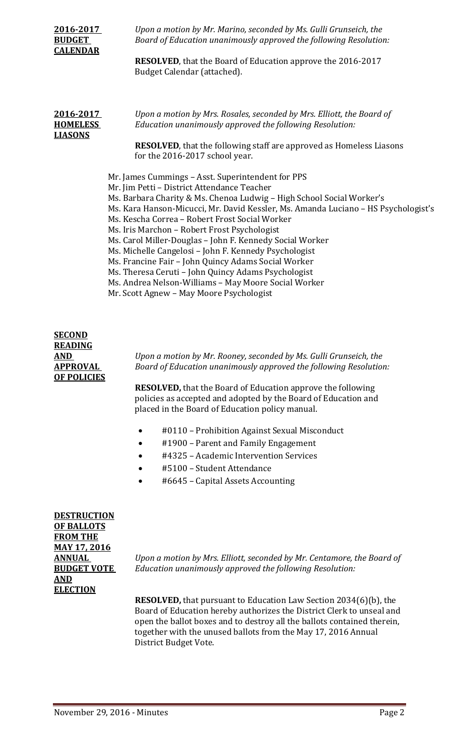**2016-2017 BUDGET CALENDAR**

*Upon a motion by Mr. Marino, seconded by Ms. Gulli Grunseich, the Board of Education unanimously approved the following Resolution:*

**RESOLVED**, that the Board of Education approve the 2016-2017 Budget Calendar (attached).

**2016-2017 HOMELESS LIASONS**

*Upon a motion by Mrs. Rosales, seconded by Mrs. Elliott, the Board of Education unanimously approved the following Resolution:*

**RESOLVED**, that the following staff are approved as Homeless Liasons for the 2016-2017 school year.

Mr. James Cummings – Asst. Superintendent for PPS
Mr. Jim Petti – District Attendance Teacher
Ms. Barbara Charity & Ms. Chenoa Ludwig – High School Social Worker's
Ms. Kara Hanson-Micucci, Mr. David Kessler, Ms. Amanda Luciano – HS Psychologist's
Ms. Kescha Correa – Robert Frost Social Worker
Ms. Iris Marchon – Robert Frost Psychologist
Ms. Carol Miller-Douglas – John F. Kennedy Social Worker
Ms. Michelle Cangelosi – John F. Kennedy Psychologist
Ms. Francine Fair – John Quincy Adams Social Worker
Ms. Theresa Ceruti – John Quincy Adams Psychologist
Ms. Andrea Nelson-Williams – May Moore Social Worker
Mr. Scott Agnew – May Moore Psychologist

**SECOND READING AND APPROVAL OF POLICIES**

*Upon a motion by Mr. Rooney, seconded by Ms. Gulli Grunseich, the Board of Education unanimously approved the following Resolution:*

**RESOLVED,** that the Board of Education approve the following policies as accepted and adopted by the Board of Education and placed in the Board of Education policy manual.

- #0110 – Prohibition Against Sexual Misconduct
- #1900 – Parent and Family Engagement
- #4325 – Academic Intervention Services
- #5100 – Student Attendance
- #6645 – Capital Assets Accounting

**DESTRUCTION OF BALLOTS FROM THE MAY 17, 2016 ANNUAL BUDGET VOTE AND ELECTION**

*Upon a motion by Mrs. Elliott, seconded by Mr. Centamore, the Board of Education unanimously approved the following Resolution:*

**RESOLVED,** that pursuant to Education Law Section 2034(6)(b), the Board of Education hereby authorizes the District Clerk to unseal and open the ballot boxes and to destroy all the ballots contained therein, together with the unused ballots from the May 17, 2016 Annual District Budget Vote.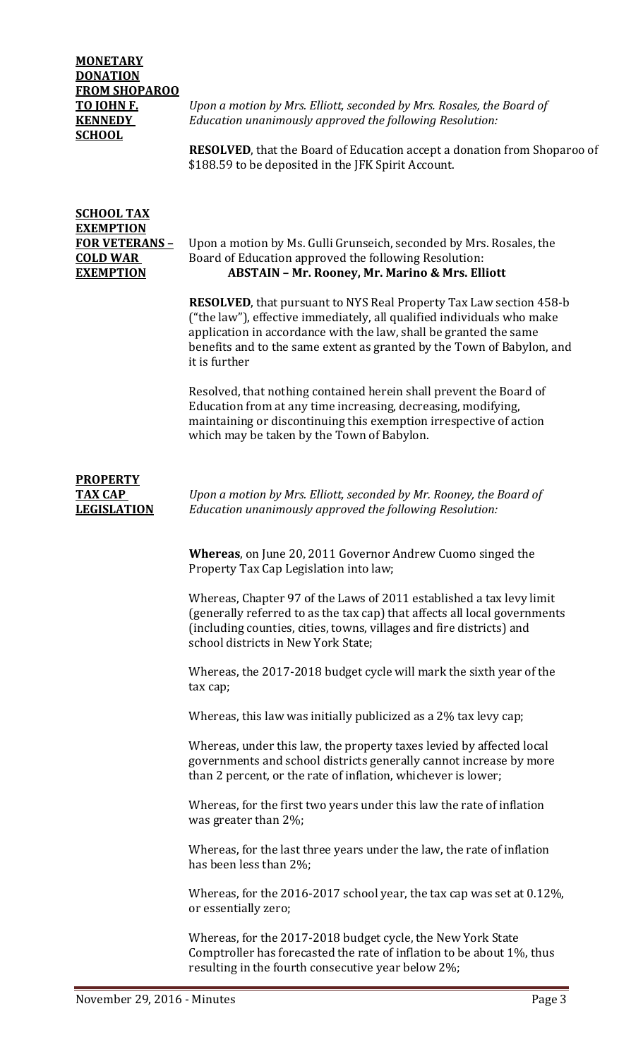**MONETARY DONATION FROM SHOPAROO TO JOHN F. KENNEDY SCHOOL**

*Upon a motion by Mrs. Elliott, seconded by Mrs. Rosales, the Board of Education unanimously approved the following Resolution:*

**RESOLVED**, that the Board of Education accept a donation from Shoparoo of $188.59 to be deposited in the JFK Spirit Account.

**SCHOOL TAX EXEMPTION FOR VETERANS – COLD WAR EXEMPTION**

Upon a motion by Ms. Gulli Grunseich, seconded by Mrs. Rosales, the Board of Education approved the following Resolution:
**ABSTAIN – Mr. Rooney, Mr. Marino & Mrs. Elliott**

**RESOLVED**, that pursuant to NYS Real Property Tax Law section 458-b ("the law"), effective immediately, all qualified individuals who make application in accordance with the law, shall be granted the same benefits and to the same extent as granted by the Town of Babylon, and it is further

Resolved, that nothing contained herein shall prevent the Board of Education from at any time increasing, decreasing, modifying, maintaining or discontinuing this exemption irrespective of action which may be taken by the Town of Babylon.

**PROPERTY TAX CAP LEGISLATION**

*Upon a motion by Mrs. Elliott, seconded by Mr. Rooney, the Board of Education unanimously approved the following Resolution:*

**Whereas**, on June 20, 2011 Governor Andrew Cuomo singed the Property Tax Cap Legislation into law;

Whereas, Chapter 97 of the Laws of 2011 established a tax levy limit (generally referred to as the tax cap) that affects all local governments (including counties, cities, towns, villages and fire districts) and school districts in New York State;

Whereas, the 2017-2018 budget cycle will mark the sixth year of the tax cap;

Whereas, this law was initially publicized as a 2% tax levy cap;

Whereas, under this law, the property taxes levied by affected local governments and school districts generally cannot increase by more than 2 percent, or the rate of inflation, whichever is lower;

Whereas, for the first two years under this law the rate of inflation was greater than 2%;

Whereas, for the last three years under the law, the rate of inflation has been less than 2%;

Whereas, for the 2016-2017 school year, the tax cap was set at 0.12%, or essentially zero;

Whereas, for the 2017-2018 budget cycle, the New York State Comptroller has forecasted the rate of inflation to be about 1%, thus resulting in the fourth consecutive year below 2%;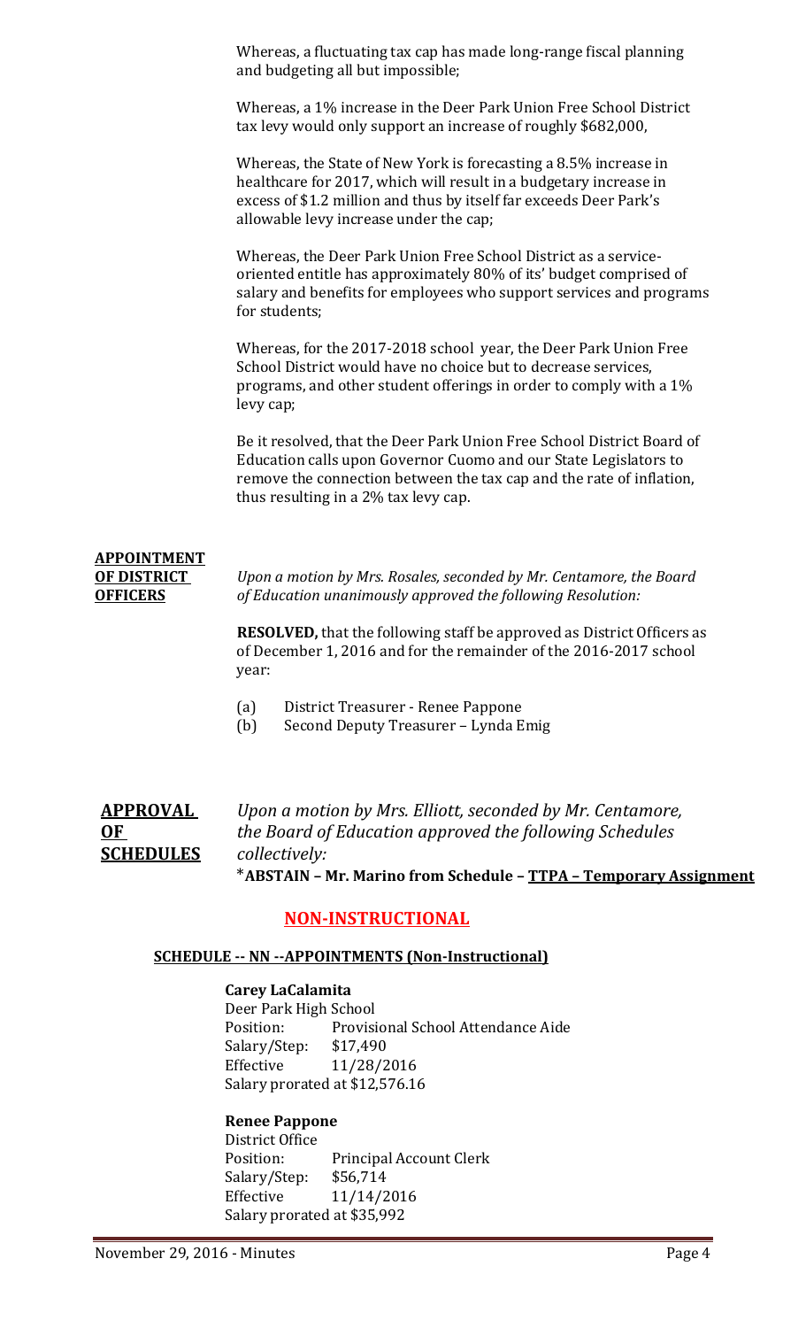Whereas, a fluctuating tax cap has made long-range fiscal planning and budgeting all but impossible;

Whereas, a 1% increase in the Deer Park Union Free School District tax levy would only support an increase of roughly $682,000,

Whereas, the State of New York is forecasting a 8.5% increase in healthcare for 2017, which will result in a budgetary increase in excess of $1.2 million and thus by itself far exceeds Deer Park's allowable levy increase under the cap;

Whereas, the Deer Park Union Free School District as a service-oriented entitle has approximately 80% of its' budget comprised of salary and benefits for employees who support services and programs for students;

Whereas, for the 2017-2018 school year, the Deer Park Union Free School District would have no choice but to decrease services, programs, and other student offerings in order to comply with a 1% levy cap;

Be it resolved, that the Deer Park Union Free School District Board of Education calls upon Governor Cuomo and our State Legislators to remove the connection between the tax cap and the rate of inflation, thus resulting in a 2% tax levy cap.

**APPOINTMENT OF DISTRICT OFFICERS**

*Upon a motion by Mrs. Rosales, seconded by Mr. Centamore, the Board of Education unanimously approved the following Resolution:*

**RESOLVED,** that the following staff be approved as District Officers as of December 1, 2016 and for the remainder of the 2016-2017 school year:

(a) District Treasurer - Renee Pappone
(b) Second Deputy Treasurer – Lynda Emig

**APPROVAL OF SCHEDULES**

*Upon a motion by Mrs. Elliott, seconded by Mr. Centamore, the Board of Education approved the following Schedules collectively:*

***ABSTAIN – Mr. Marino from Schedule – TTPA – Temporary Assignment**

## NON-INSTRUCTIONAL

### SCHEDULE -- NN --APPOINTMENTS (Non-Instructional)

**Carey LaCalamita**
Deer Park High School
Position: Provisional School Attendance Aide
Salary/Step: $17,490
Effective 11/28/2016
Salary prorated at $12,576.16

**Renee Pappone**
District Office
Position: Principal Account Clerk
Salary/Step: $56,714
Effective 11/14/2016
Salary prorated at $35,992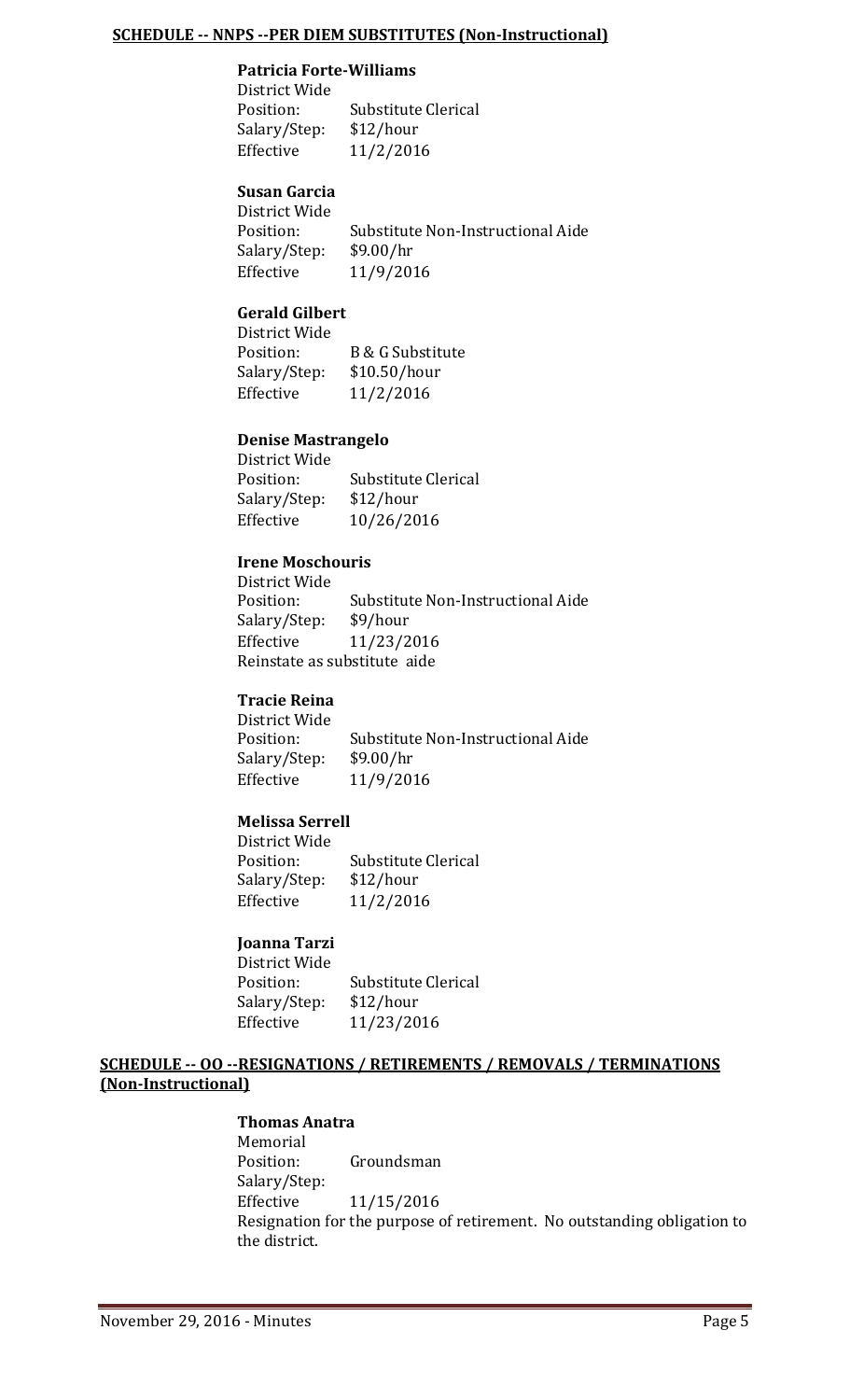## SCHEDULE -- NNPS --PER DIEM SUBSTITUTES (Non-Instructional)

**Patricia Forte-Williams**
District Wide
Position: Substitute Clerical
Salary/Step: $12/hour
Effective 11/2/2016

**Susan Garcia**
District Wide
Position: Substitute Non-Instructional Aide
Salary/Step: $9.00/hr
Effective 11/9/2016

**Gerald Gilbert**
District Wide
Position: B & G Substitute
Salary/Step: $10.50/hour
Effective 11/2/2016

**Denise Mastrangelo**
District Wide
Position: Substitute Clerical
Salary/Step: $12/hour
Effective 10/26/2016

**Irene Moschouris**
District Wide
Position: Substitute Non-Instructional Aide
Salary/Step: $9/hour
Effective 11/23/2016
Reinstate as substitute aide

**Tracie Reina**
District Wide
Position: Substitute Non-Instructional Aide
Salary/Step: $9.00/hr
Effective 11/9/2016

**Melissa Serrell**
District Wide
Position: Substitute Clerical
Salary/Step: $12/hour
Effective 11/2/2016

**Joanna Tarzi**
District Wide
Position: Substitute Clerical
Salary/Step: $12/hour
Effective 11/23/2016

## SCHEDULE -- OO --RESIGNATIONS / RETIREMENTS / REMOVALS / TERMINATIONS (Non-Instructional)

**Thomas Anatra**
Memorial
Position: Groundsman
Salary/Step:
Effective 11/15/2016
Resignation for the purpose of retirement. No outstanding obligation to the district.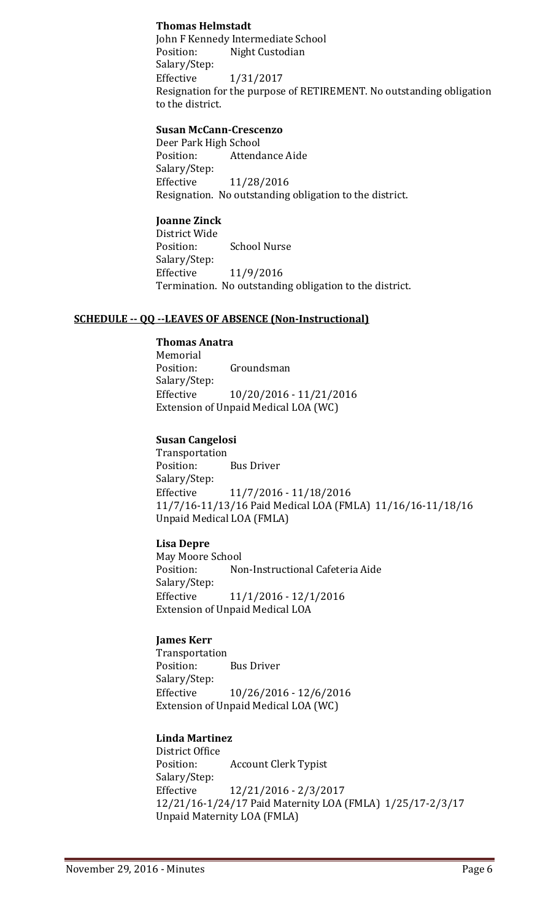**Thomas Helmstadt**
John F Kennedy Intermediate School
Position: Night Custodian
Salary/Step:
Effective 1/31/2017
Resignation for the purpose of RETIREMENT. No outstanding obligation to the district.

**Susan McCann-Crescenzo**
Deer Park High School
Position: Attendance Aide
Salary/Step:
Effective 11/28/2016
Resignation. No outstanding obligation to the district.

**Joanne Zinck**
District Wide
Position: School Nurse
Salary/Step:
Effective 11/9/2016
Termination. No outstanding obligation to the district.

**SCHEDULE -- QQ --LEAVES OF ABSENCE (Non-Instructional)**

**Thomas Anatra**
Memorial
Position: Groundsman
Salary/Step:
Effective 10/20/2016 - 11/21/2016
Extension of Unpaid Medical LOA (WC)

**Susan Cangelosi**
Transportation
Position: Bus Driver
Salary/Step:
Effective 11/7/2016 - 11/18/2016
11/7/16-11/13/16 Paid Medical LOA (FMLA) 11/16/16-11/18/16 Unpaid Medical LOA (FMLA)

**Lisa Depre**
May Moore School
Position: Non-Instructional Cafeteria Aide
Salary/Step:
Effective 11/1/2016 - 12/1/2016
Extension of Unpaid Medical LOA

**James Kerr**
Transportation
Position: Bus Driver
Salary/Step:
Effective 10/26/2016 - 12/6/2016
Extension of Unpaid Medical LOA (WC)

**Linda Martinez**
District Office
Position: Account Clerk Typist
Salary/Step:
Effective 12/21/2016 - 2/3/2017
12/21/16-1/24/17 Paid Maternity LOA (FMLA) 1/25/17-2/3/17 Unpaid Maternity LOA (FMLA)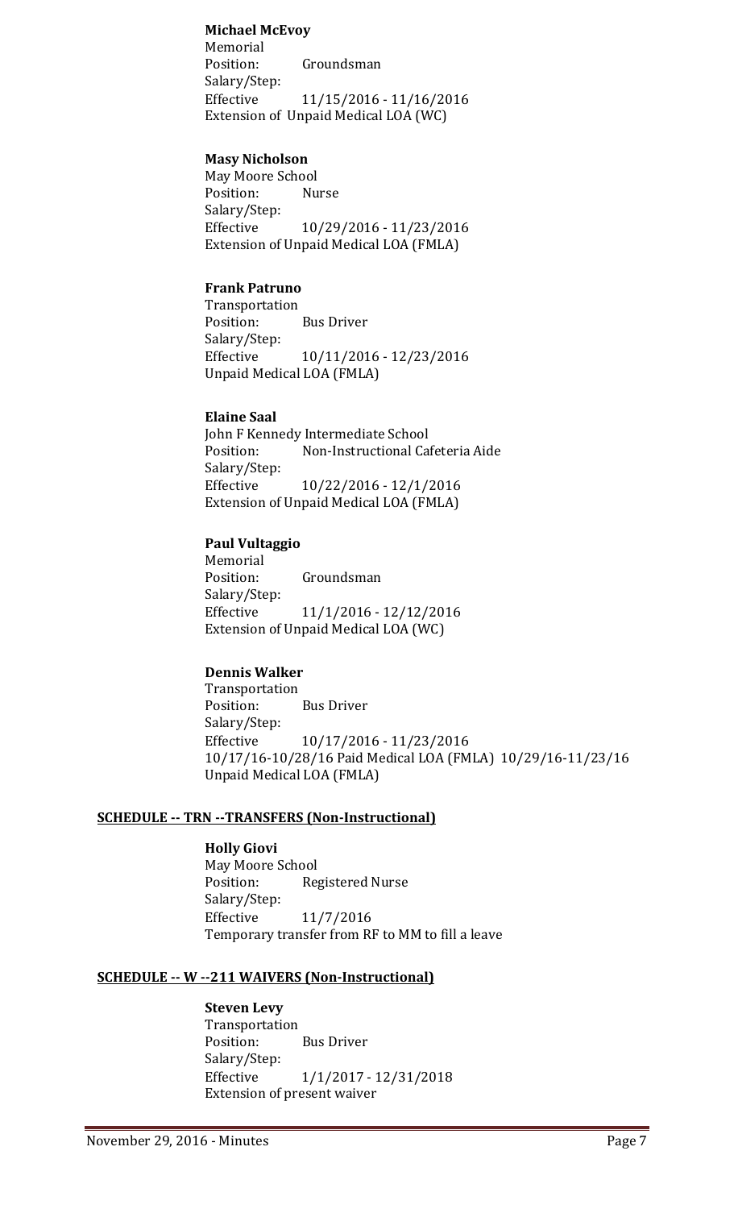**Michael McEvoy**
Memorial
Position: Groundsman
Salary/Step:
Effective 11/15/2016 - 11/16/2016
Extension of Unpaid Medical LOA (WC)

**Masy Nicholson**
May Moore School
Position: Nurse
Salary/Step:
Effective 10/29/2016 - 11/23/2016
Extension of Unpaid Medical LOA (FMLA)

**Frank Patruno**
Transportation
Position: Bus Driver
Salary/Step:
Effective 10/11/2016 - 12/23/2016
Unpaid Medical LOA (FMLA)

**Elaine Saal**
John F Kennedy Intermediate School
Position: Non-Instructional Cafeteria Aide
Salary/Step:
Effective 10/22/2016 - 12/1/2016
Extension of Unpaid Medical LOA (FMLA)

**Paul Vultaggio**
Memorial
Position: Groundsman
Salary/Step:
Effective 11/1/2016 - 12/12/2016
Extension of Unpaid Medical LOA (WC)

**Dennis Walker**
Transportation
Position: Bus Driver
Salary/Step:
Effective 10/17/2016 - 11/23/2016
10/17/16-10/28/16 Paid Medical LOA (FMLA) 10/29/16-11/23/16 Unpaid Medical LOA (FMLA)

**SCHEDULE -- TRN --TRANSFERS (Non-Instructional)**

**Holly Giovi**
May Moore School
Position: Registered Nurse
Salary/Step:
Effective 11/7/2016
Temporary transfer from RF to MM to fill a leave

**SCHEDULE -- W --211 WAIVERS (Non-Instructional)**

**Steven Levy**
Transportation
Position: Bus Driver
Salary/Step:
Effective 1/1/2017 - 12/31/2018
Extension of present waiver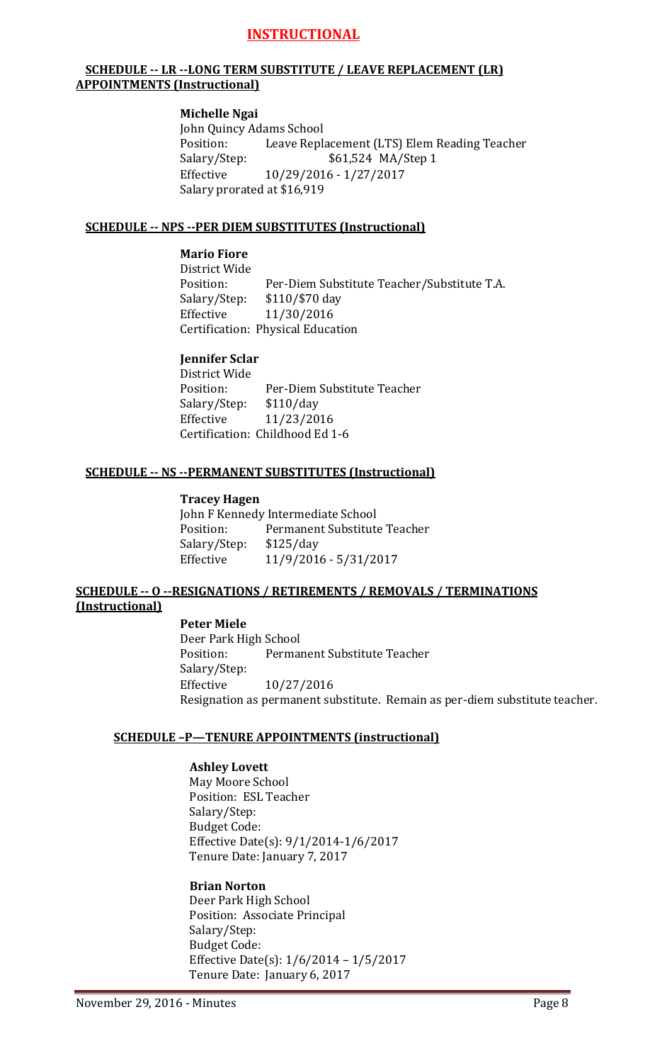# INSTRUCTIONAL

## SCHEDULE -- LR --LONG TERM SUBSTITUTE / LEAVE REPLACEMENT (LR) APPOINTMENTS (Instructional)

**Michelle Ngai**
John Quincy Adams School
Position: Leave Replacement (LTS) Elem Reading Teacher
Salary/Step: $61,524 MA/Step 1
Effective 10/29/2016 - 1/27/2017
Salary prorated at $16,919

## SCHEDULE -- NPS --PER DIEM SUBSTITUTES (Instructional)

**Mario Fiore**
District Wide
Position: Per-Diem Substitute Teacher/Substitute T.A.
Salary/Step: $110/$70 day
Effective 11/30/2016
Certification: Physical Education

**Jennifer Sclar**
District Wide
Position: Per-Diem Substitute Teacher
Salary/Step: $110/day
Effective 11/23/2016
Certification: Childhood Ed 1-6

## SCHEDULE -- NS --PERMANENT SUBSTITUTES (Instructional)

**Tracey Hagen**
John F Kennedy Intermediate School
Position: Permanent Substitute Teacher
Salary/Step: $125/day
Effective 11/9/2016 - 5/31/2017

## SCHEDULE -- O --RESIGNATIONS / RETIREMENTS / REMOVALS / TERMINATIONS (Instructional)

**Peter Miele**
Deer Park High School
Position: Permanent Substitute Teacher
Salary/Step:
Effective 10/27/2016
Resignation as permanent substitute. Remain as per-diem substitute teacher.

## SCHEDULE –P—TENURE APPOINTMENTS (instructional)

**Ashley Lovett**
May Moore School
Position: ESL Teacher
Salary/Step:
Budget Code:
Effective Date(s): 9/1/2014-1/6/2017
Tenure Date: January 7, 2017

**Brian Norton**
Deer Park High School
Position: Associate Principal
Salary/Step:
Budget Code:
Effective Date(s): 1/6/2014 – 1/5/2017
Tenure Date: January 6, 2017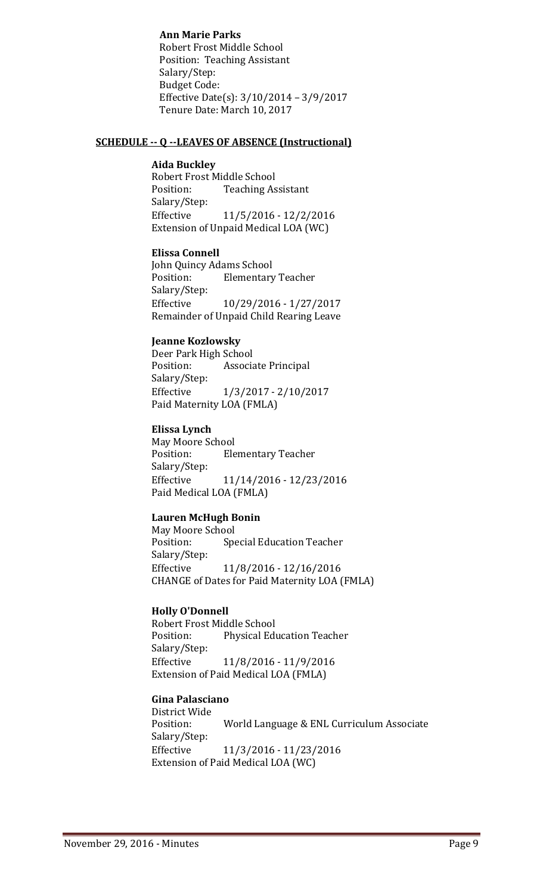**Ann Marie Parks**
Robert Frost Middle School
Position: Teaching Assistant
Salary/Step:
Budget Code:
Effective Date(s): 3/10/2014 – 3/9/2017
Tenure Date: March 10, 2017

## SCHEDULE -- Q --LEAVES OF ABSENCE (Instructional)

**Aida Buckley**
Robert Frost Middle School
Position: Teaching Assistant
Salary/Step:
Effective 11/5/2016 - 12/2/2016
Extension of Unpaid Medical LOA (WC)

**Elissa Connell**
John Quincy Adams School
Position: Elementary Teacher
Salary/Step:
Effective 10/29/2016 - 1/27/2017
Remainder of Unpaid Child Rearing Leave

**Jeanne Kozlowsky**
Deer Park High School
Position: Associate Principal
Salary/Step:
Effective 1/3/2017 - 2/10/2017
Paid Maternity LOA (FMLA)

**Elissa Lynch**
May Moore School
Position: Elementary Teacher
Salary/Step:
Effective 11/14/2016 - 12/23/2016
Paid Medical LOA (FMLA)

**Lauren McHugh Bonin**
May Moore School
Position: Special Education Teacher
Salary/Step:
Effective 11/8/2016 - 12/16/2016
CHANGE of Dates for Paid Maternity LOA (FMLA)

**Holly O'Donnell**
Robert Frost Middle School
Position: Physical Education Teacher
Salary/Step:
Effective 11/8/2016 - 11/9/2016
Extension of Paid Medical LOA (FMLA)

**Gina Palasciano**
District Wide
Position: World Language & ENL Curriculum Associate
Salary/Step:
Effective 11/3/2016 - 11/23/2016
Extension of Paid Medical LOA (WC)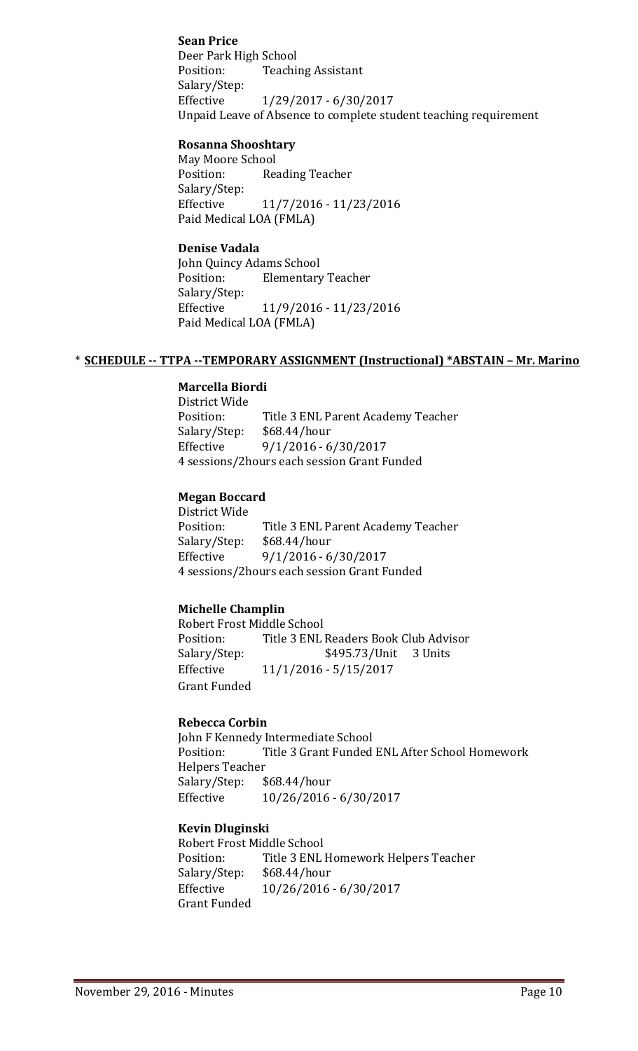**Sean Price**
Deer Park High School
Position: Teaching Assistant
Salary/Step:
Effective 1/29/2017 - 6/30/2017
Unpaid Leave of Absence to complete student teaching requirement

**Rosanna Shooshtary**
May Moore School
Position: Reading Teacher
Salary/Step:
Effective 11/7/2016 - 11/23/2016
Paid Medical LOA (FMLA)

**Denise Vadala**
John Quincy Adams School
Position: Elementary Teacher
Salary/Step:
Effective 11/9/2016 - 11/23/2016
Paid Medical LOA (FMLA)

\* **SCHEDULE -- TTPA --TEMPORARY ASSIGNMENT (Instructional) *ABSTAIN – Mr. Marino**

**Marcella Biordi**
District Wide
Position: Title 3 ENL Parent Academy Teacher
Salary/Step: $68.44/hour
Effective 9/1/2016 - 6/30/2017
4 sessions/2hours each session Grant Funded

**Megan Boccard**
District Wide
Position: Title 3 ENL Parent Academy Teacher
Salary/Step: $68.44/hour
Effective 9/1/2016 - 6/30/2017
4 sessions/2hours each session Grant Funded

**Michelle Champlin**
Robert Frost Middle School
Position: Title 3 ENL Readers Book Club Advisor
Salary/Step: $495.73/Unit 3 Units
Effective 11/1/2016 - 5/15/2017
Grant Funded

**Rebecca Corbin**
John F Kennedy Intermediate School
Position: Title 3 Grant Funded ENL After School Homework Helpers Teacher
Salary/Step: $68.44/hour
Effective 10/26/2016 - 6/30/2017

**Kevin Dluginski**
Robert Frost Middle School
Position: Title 3 ENL Homework Helpers Teacher
Salary/Step: $68.44/hour
Effective 10/26/2016 - 6/30/2017
Grant Funded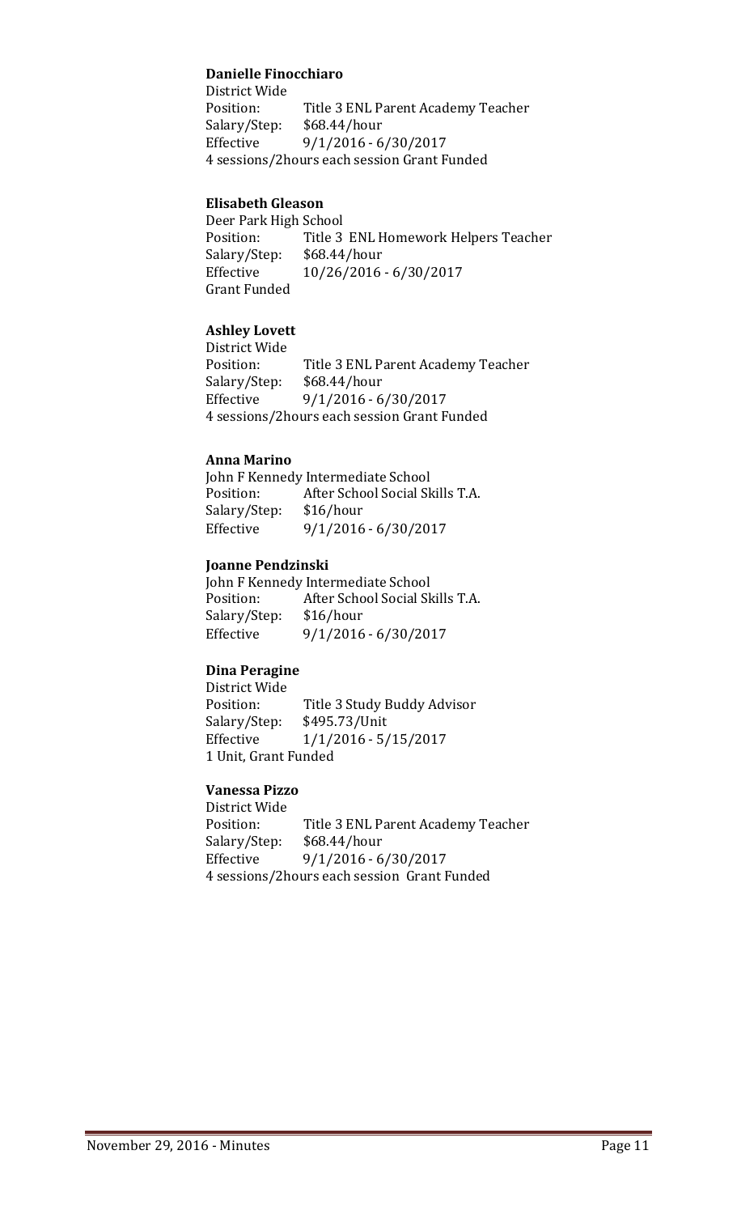**Danielle Finocchiaro**
District Wide
Position: Title 3 ENL Parent Academy Teacher
Salary/Step: $68.44/hour
Effective 9/1/2016 - 6/30/2017
4 sessions/2hours each session Grant Funded

**Elisabeth Gleason**
Deer Park High School
Position: Title 3 ENL Homework Helpers Teacher
Salary/Step: $68.44/hour
Effective 10/26/2016 - 6/30/2017
Grant Funded

**Ashley Lovett**
District Wide
Position: Title 3 ENL Parent Academy Teacher
Salary/Step: $68.44/hour
Effective 9/1/2016 - 6/30/2017
4 sessions/2hours each session Grant Funded

**Anna Marino**
John F Kennedy Intermediate School
Position: After School Social Skills T.A.
Salary/Step: $16/hour
Effective 9/1/2016 - 6/30/2017

**Joanne Pendzinski**
John F Kennedy Intermediate School
Position: After School Social Skills T.A.
Salary/Step: $16/hour
Effective 9/1/2016 - 6/30/2017

**Dina Peragine**
District Wide
Position: Title 3 Study Buddy Advisor
Salary/Step: $495.73/Unit
Effective 1/1/2016 - 5/15/2017
1 Unit, Grant Funded

**Vanessa Pizzo**
District Wide
Position: Title 3 ENL Parent Academy Teacher
Salary/Step: $68.44/hour
Effective 9/1/2016 - 6/30/2017
4 sessions/2hours each session Grant Funded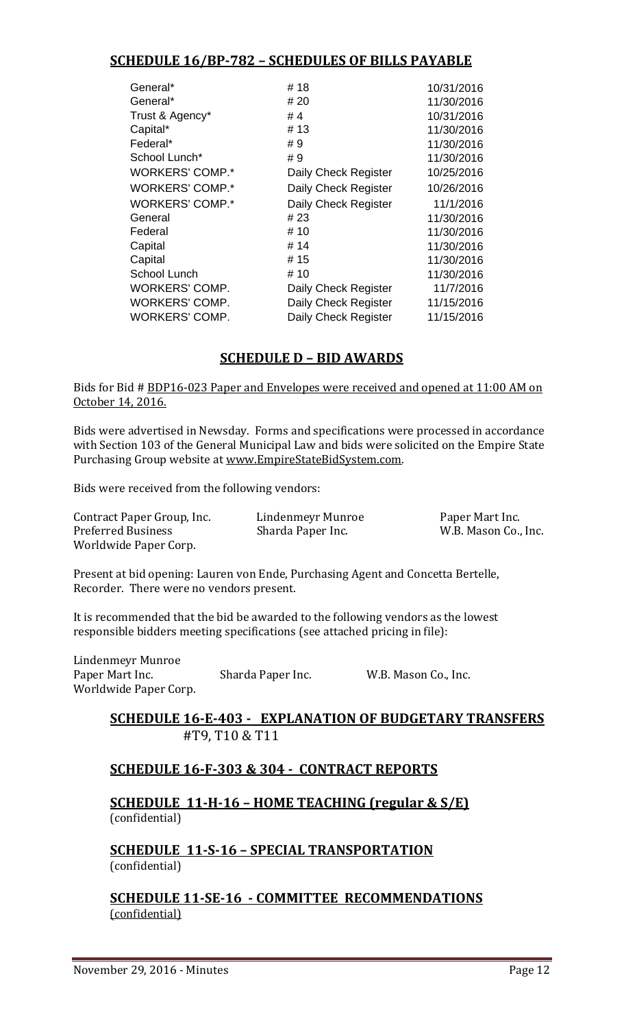## SCHEDULE 16/BP-782 – SCHEDULES OF BILLS PAYABLE

| | | |
|---|---|---|
| General* | # 18 | 10/31/2016 |
| General* | # 20 | 11/30/2016 |
| Trust & Agency* | # 4 | 10/31/2016 |
| Capital* | # 13 | 11/30/2016 |
| Federal* | # 9 | 11/30/2016 |
| School Lunch* | # 9 | 11/30/2016 |
| WORKERS' COMP.* | Daily Check Register | 10/25/2016 |
| WORKERS' COMP.* | Daily Check Register | 10/26/2016 |
| WORKERS' COMP.* | Daily Check Register | 11/1/2016 |
| General | # 23 | 11/30/2016 |
| Federal | # 10 | 11/30/2016 |
| Capital | # 14 | 11/30/2016 |
| Capital | # 15 | 11/30/2016 |
| School Lunch | # 10 | 11/30/2016 |
| WORKERS' COMP. | Daily Check Register | 11/7/2016 |
| WORKERS' COMP. | Daily Check Register | 11/15/2016 |
| WORKERS' COMP. | Daily Check Register | 11/15/2016 |

## SCHEDULE D – BID AWARDS

Bids for Bid # BDP16-023 Paper and Envelopes were received and opened at 11:00 AM on October 14, 2016.

Bids were advertised in Newsday. Forms and specifications were processed in accordance with Section 103 of the General Municipal Law and bids were solicited on the Empire State Purchasing Group website at www.EmpireStateBidSystem.com.

Bids were received from the following vendors:

| | | |
|---|---|---|
| Contract Paper Group, Inc. | Lindenmeyr Munroe | Paper Mart Inc. |
| Preferred Business | Sharda Paper Inc. | W.B. Mason Co., Inc. |
| Worldwide Paper Corp. | | |

Present at bid opening: Lauren von Ende, Purchasing Agent and Concetta Bertelle, Recorder. There were no vendors present.

It is recommended that the bid be awarded to the following vendors as the lowest responsible bidders meeting specifications (see attached pricing in file):

| | | |
|---|---|---|
| Lindenmeyr Munroe | | |
| Paper Mart Inc. | Sharda Paper Inc. | W.B. Mason Co., Inc. |
| Worldwide Paper Corp. | | |

## SCHEDULE 16-E-403 - EXPLANATION OF BUDGETARY TRANSFERS

#T9, T10 & T11

## SCHEDULE 16-F-303 & 304 - CONTRACT REPORTS

## SCHEDULE 11-H-16 – HOME TEACHING (regular & S/E)

(confidential)

## SCHEDULE 11-S-16 – SPECIAL TRANSPORTATION

(confidential)

## SCHEDULE 11-SE-16 - COMMITTEE RECOMMENDATIONS

(confidential)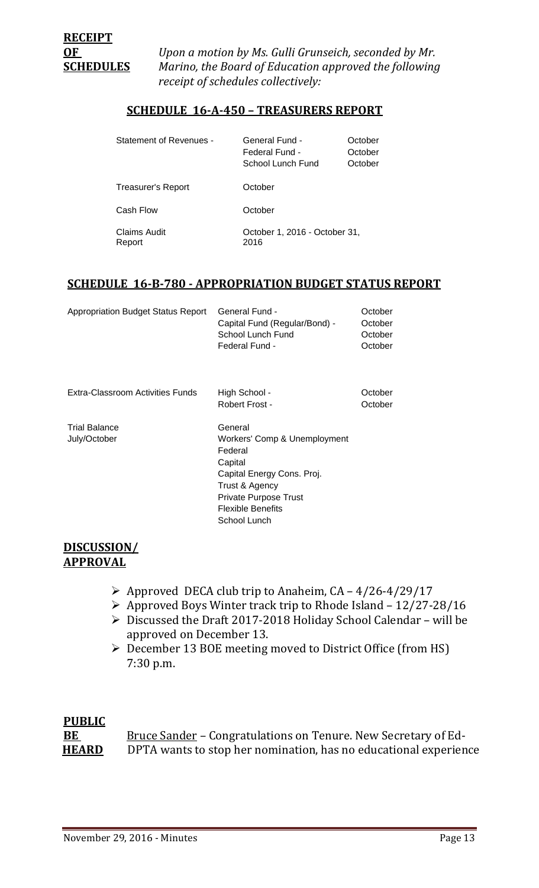**RECEIPT OF SCHEDULES**

*Upon a motion by Ms. Gulli Grunseich, seconded by Mr. Marino, the Board of Education approved the following receipt of schedules collectively:*

## SCHEDULE 16-A-450 – TREASURERS REPORT

| | | |
|---|---|---|
| Statement of Revenues - | General Fund - | October |
| | Federal Fund - | October |
| | School Lunch Fund | October |
| Treasurer's Report | October | |
| Cash Flow | October | |
| Claims Audit Report | October 1, 2016 - October 31, 2016 | |

## SCHEDULE 16-B-780 - APPROPRIATION BUDGET STATUS REPORT

| | | |
|---|---|---|
| Appropriation Budget Status Report | General Fund - | October |
| | Capital Fund (Regular/Bond) - | October |
| | School Lunch Fund | October |
| | Federal Fund - | October |
| Extra-Classroom Activities Funds | High School - | October |
| | Robert Frost - | October |
| Trial Balance July/October | General | |
| | Workers' Comp & Unemployment | |
| | Federal | |
| | Capital | |
| | Capital Energy Cons. Proj. | |
| | Trust & Agency | |
| | Private Purpose Trust | |
| | Flexible Benefits | |
| | School Lunch | |

**DISCUSSION/ APPROVAL**

- Approved DECA club trip to Anaheim, CA – 4/26-4/29/17
- Approved Boys Winter track trip to Rhode Island – 12/27-28/16
- Discussed the Draft 2017-2018 Holiday School Calendar – will be approved on December 13.
- December 13 BOE meeting moved to District Office (from HS) 7:30 p.m.

**PUBLIC BE HEARD**

Bruce Sander – Congratulations on Tenure. New Secretary of Ed- DPTA wants to stop her nomination, has no educational experience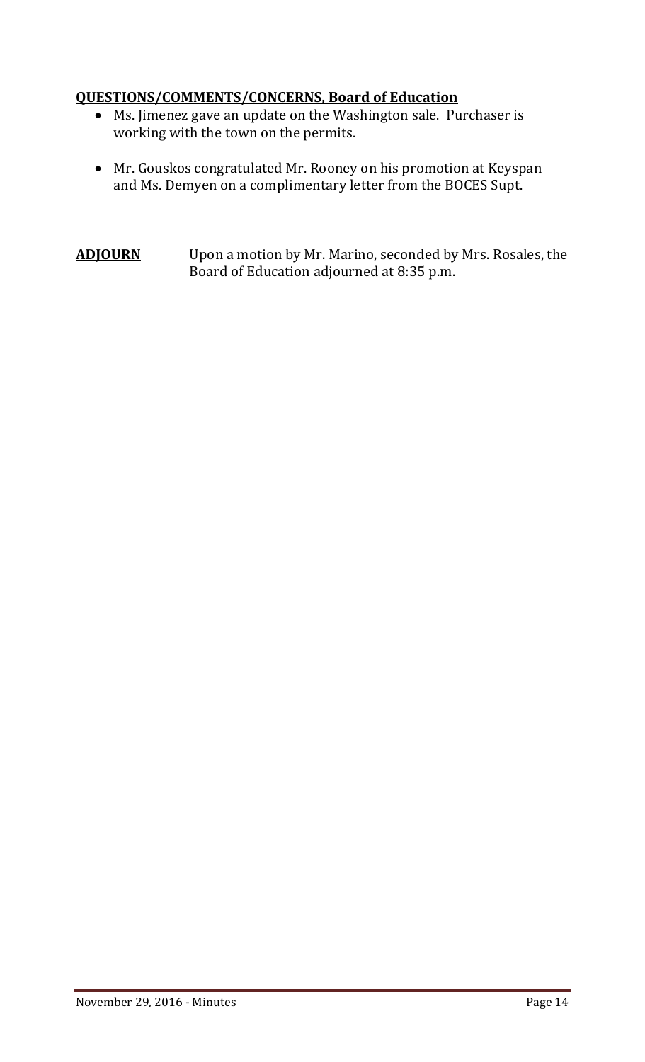**QUESTIONS/COMMENTS/CONCERNS, Board of Education**

- Ms. Jimenez gave an update on the Washington sale. Purchaser is working with the town on the permits.
- Mr. Gouskos congratulated Mr. Rooney on his promotion at Keyspan and Ms. Demyen on a complimentary letter from the BOCES Supt.

**ADJOURN** Upon a motion by Mr. Marino, seconded by Mrs. Rosales, the Board of Education adjourned at 8:35 p.m.